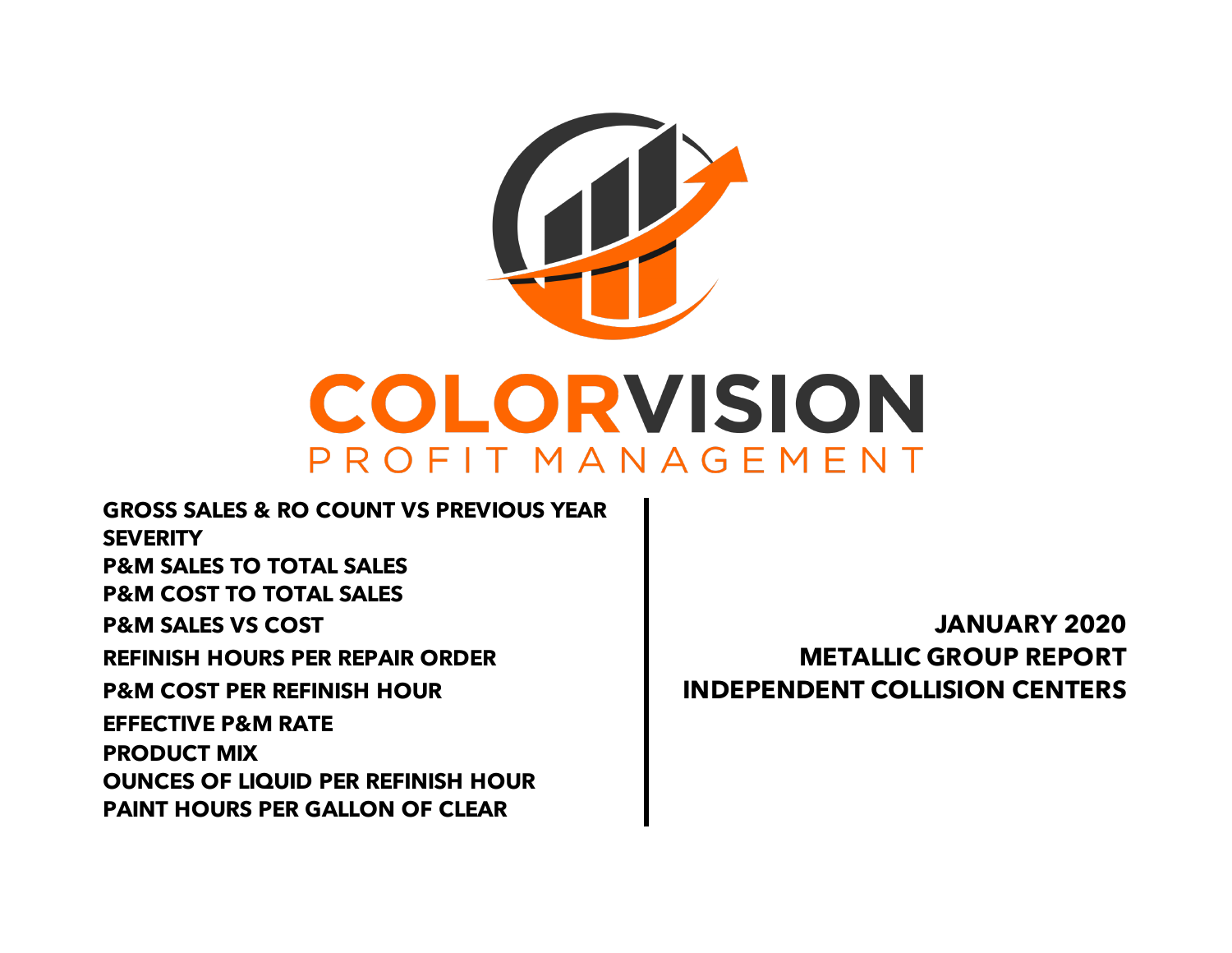# COLORVISION

PROFIT MANAGEMENT

- GROSS SALES & RO COUNT VS PREVIOUS YEAR
- SEVERITY
- P&M SALES TO TOTAL SALES
- P&M COST TO TOTAL SALES
- P&M SALES VS COST
- REFINISH HOURS PER REPAIR ORDER
- P&M COST PER REFINISH HOUR
- EFFECTIVE P&M RATE
- PRODUCT MIX
- OUNCES OF LIQUID PER REFINISH HOUR
- PAINT HOURS PER GALLON OF CLEAR

## JANUARY 2020
## METALLIC GROUP REPORT
## INDEPENDENT COLLISION CENTERS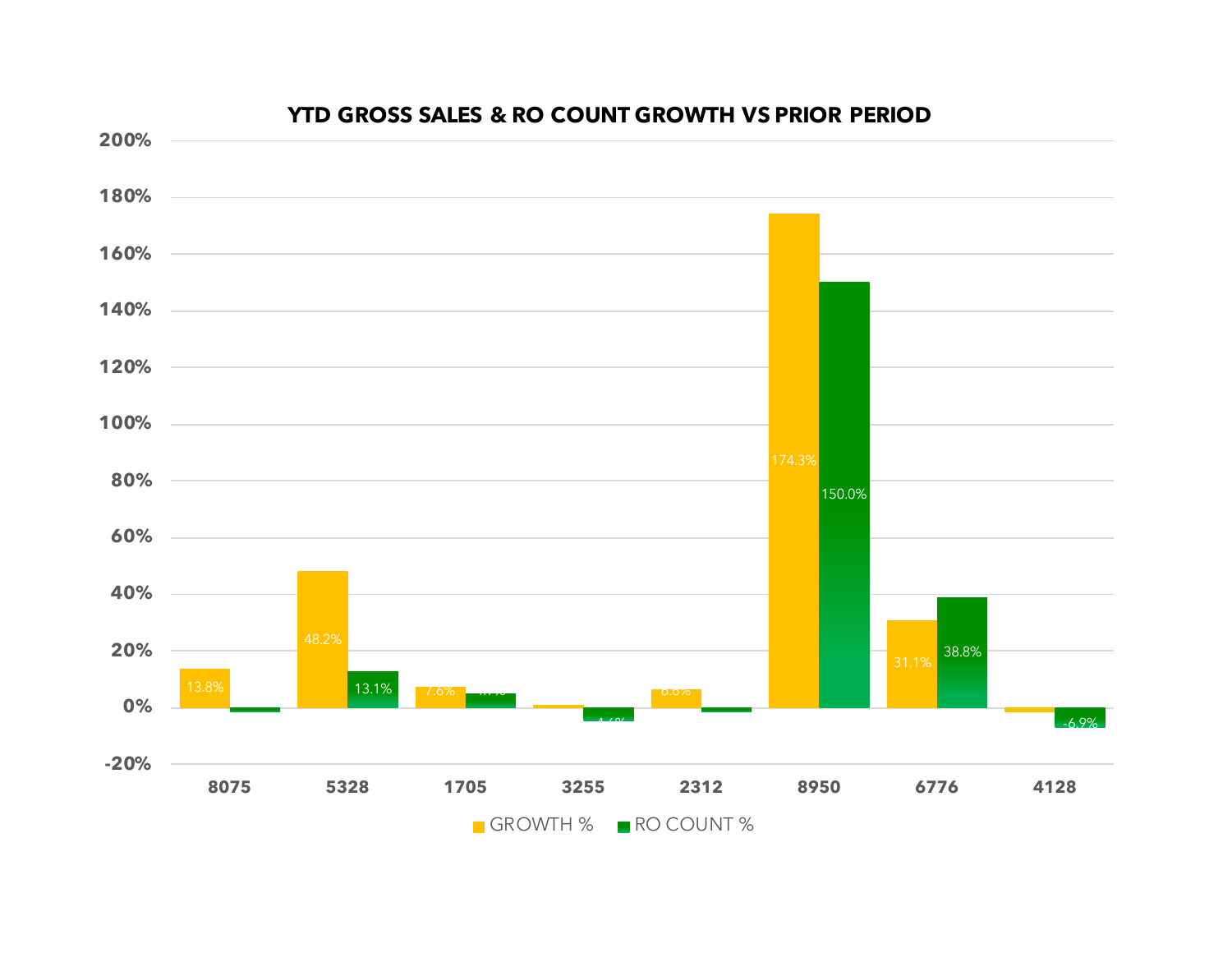## YTD GROSS SALES & RO COUNT GROWTH VS PRIOR PERIOD

| Store | GROWTH % | RO COUNT % |
|---|---|---|
| 8075 | 13.8% | |
| 5328 | 48.2% | 13.1% |
| 1705 | 7.6% | 4.7% |
| 3255 | | -4.6% |
| 2312 | 6.6% | |
| 8950 | 174.3% | 150.0% |
| 6776 | 31.1% | 38.8% |
| 4128 | | -6.9% |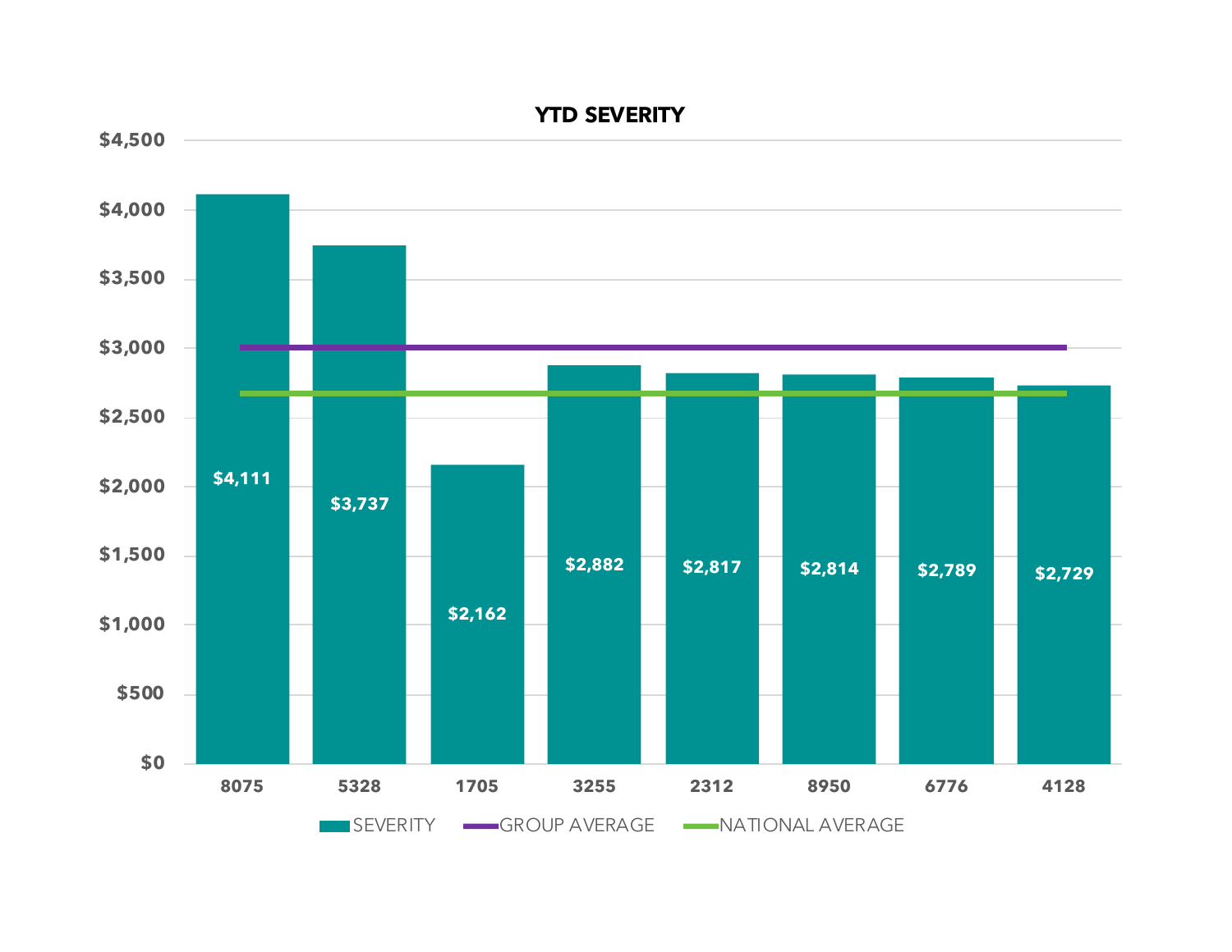## YTD SEVERITY

| | SEVERITY |
|---|---|
| 8075 | $4,111 |
| 5328 | $3,737 |
| 1705 | $2,162 |
| 3255 | $2,882 |
| 2312 | $2,817 |
| 8950 | $2,814 |
| 6776 | $2,789 |
| 4128 | $2,729 |

SEVERITY · GROUP AVERAGE · NATIONAL AVERAGE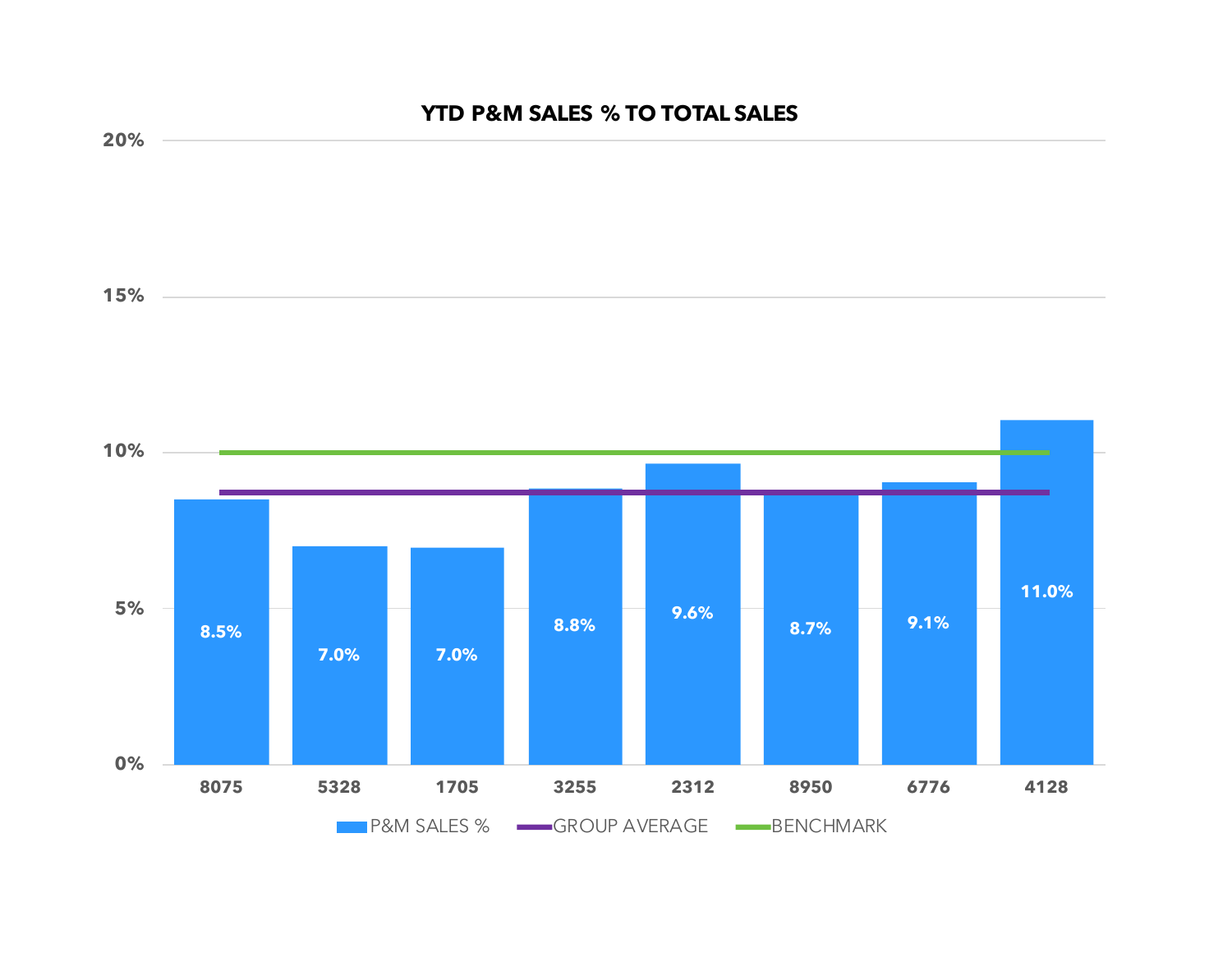## YTD P&M SALES % TO TOTAL SALES

| Store | P&M SALES % |
|---|---|
| 8075 | 8.5% |
| 5328 | 7.0% |
| 1705 | 7.0% |
| 3255 | 8.8% |
| 2312 | 9.6% |
| 8950 | 8.7% |
| 6776 | 9.1% |
| 4128 | 11.0% |

P&M SALES % — GROUP AVERAGE — BENCHMARK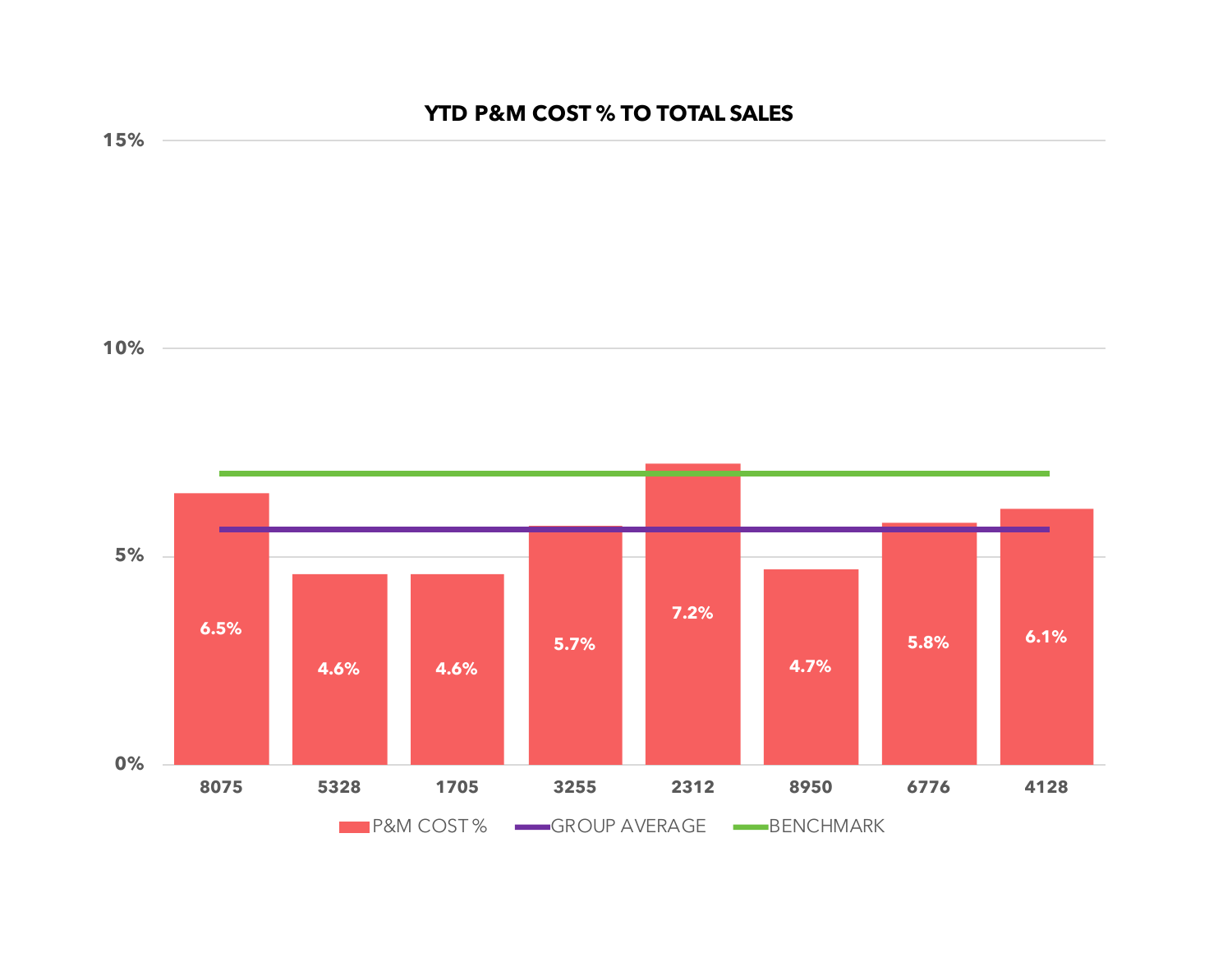## YTD P&M COST % TO TOTAL SALES

| | 8075 | 5328 | 1705 | 3255 | 2312 | 8950 | 6776 | 4128 |
|---|---|---|---|---|---|---|---|---|
| P&M COST % | 6.5% | 4.6% | 4.6% | 5.7% | 7.2% | 4.7% | 5.8% | 6.1% |

Legend: P&M COST % | GROUP AVERAGE | BENCHMARK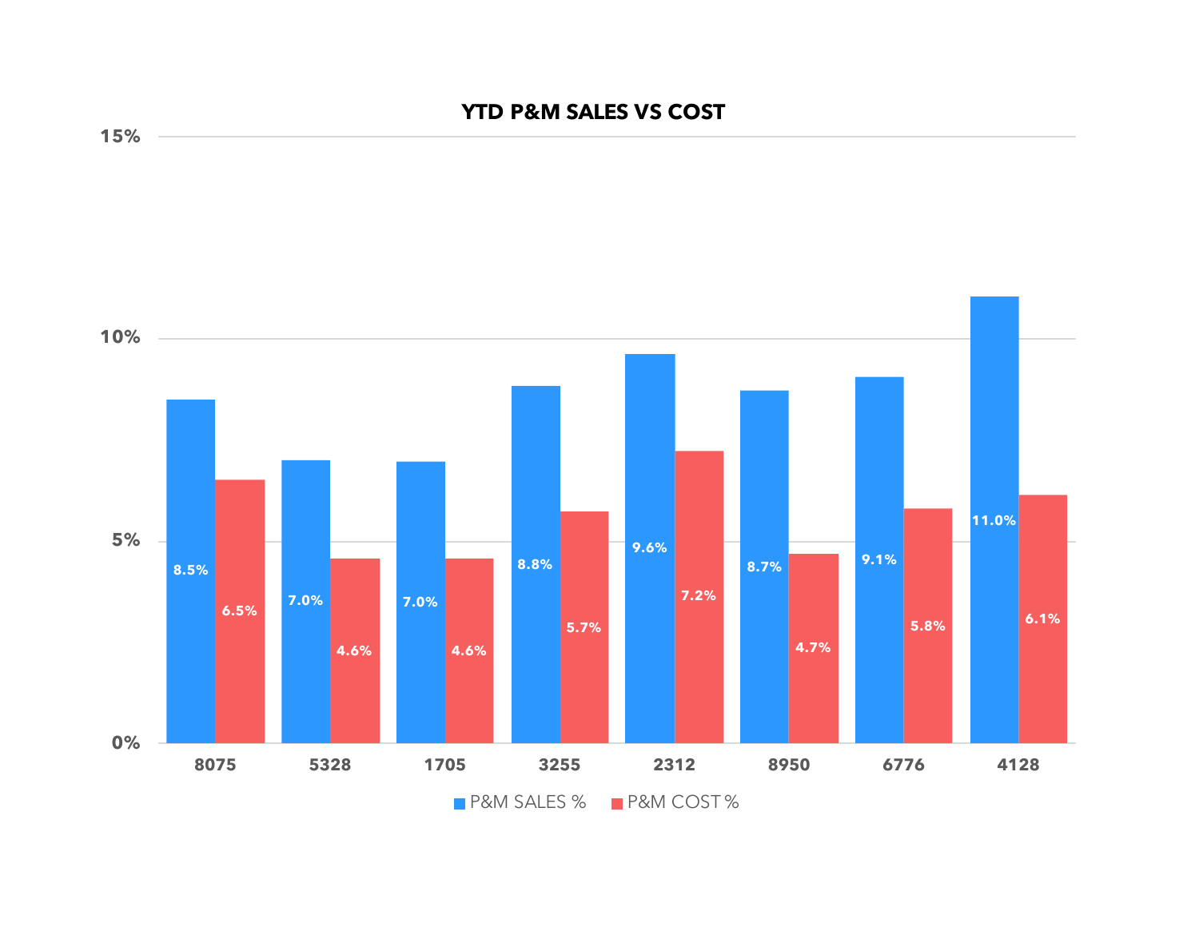# YTD P&M SALES VS COST

| | P&M SALES % | P&M COST % |
|---|---|---|
| 8075 | 8.5% | 6.5% |
| 5328 | 7.0% | 4.6% |
| 1705 | 7.0% | 4.6% |
| 3255 | 8.8% | 5.7% |
| 2312 | 9.6% | 7.2% |
| 8950 | 8.7% | 4.7% |
| 6776 | 9.1% | 5.8% |
| 4128 | 11.0% | 6.1% |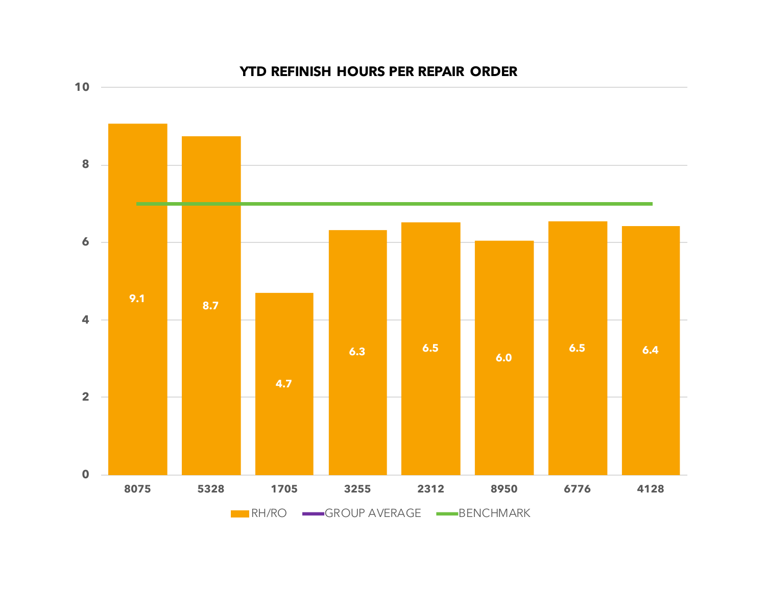## YTD REFINISH HOURS PER REPAIR ORDER

| Repair Order | RH/RO |
|---|---|
| 8075 | 9.1 |
| 5328 | 8.7 |
| 1705 | 4.7 |
| 3255 | 6.3 |
| 2312 | 6.5 |
| 8950 | 6.0 |
| 6776 | 6.5 |
| 4128 | 6.4 |

Legend: RH/RO, GROUP AVERAGE, BENCHMARK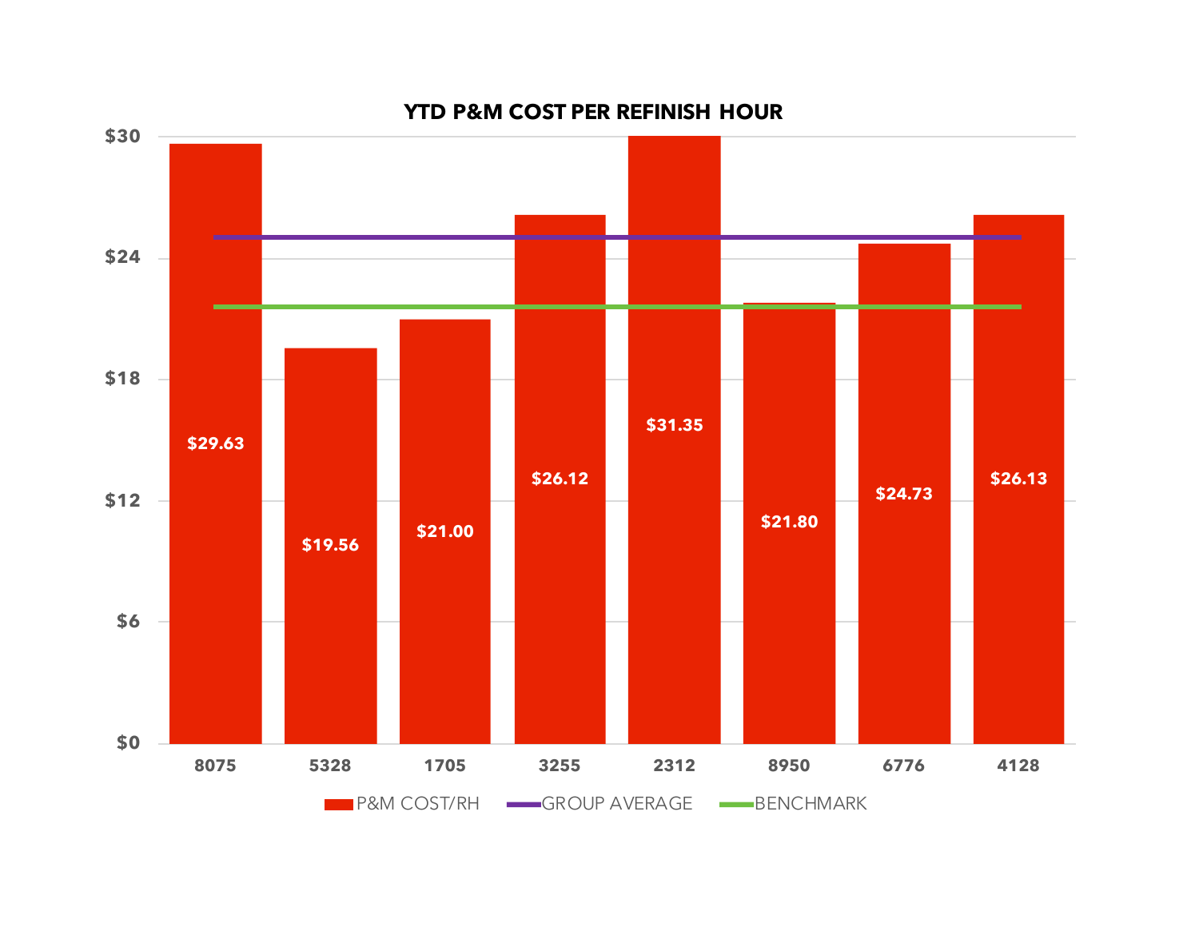## YTD P&M COST PER REFINISH HOUR

| Shop | P&M COST/RH |
|---|---|
| 8075 | $29.63 |
| 5328 | $19.56 |
| 1705 | $21.00 |
| 3255 | $26.12 |
| 2312 | $31.35 |
| 8950 | $21.80 |
| 6776 | $24.73 |
| 4128 | $26.13 |

Legend: P&M COST/RH, GROUP AVERAGE, BENCHMARK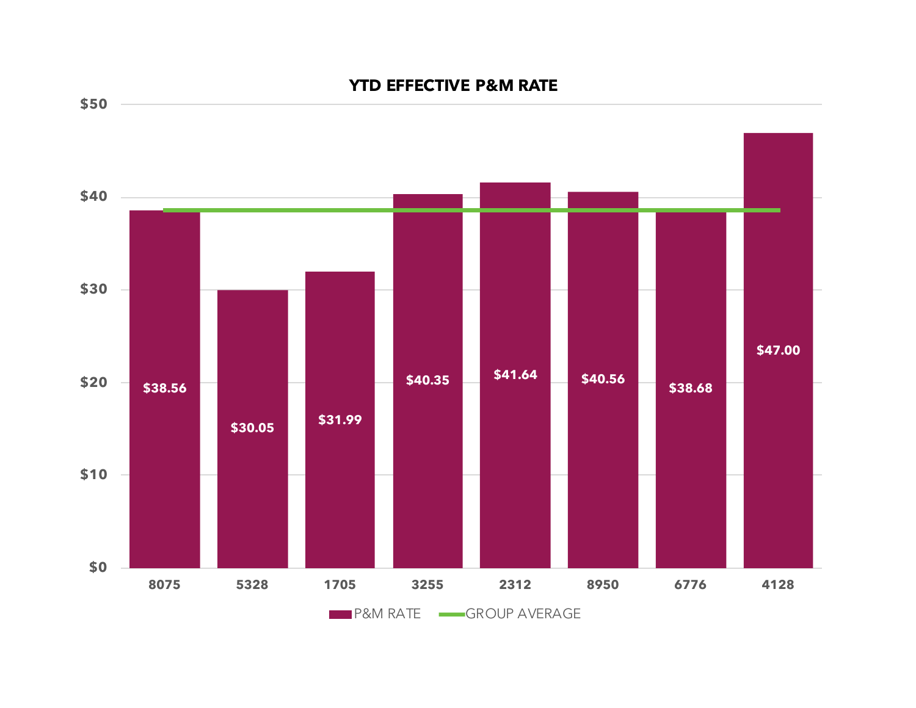## YTD EFFECTIVE P&M RATE

| | P&M RATE |
| --- | --- |
| 8075 | $38.56 |
| 5328 | $30.05 |
| 1705 | $31.99 |
| 3255 | $40.35 |
| 2312 | $41.64 |
| 8950 | $40.56 |
| 6776 | $38.68 |
| 4128 | $47.00 |

P&M RATE — GROUP AVERAGE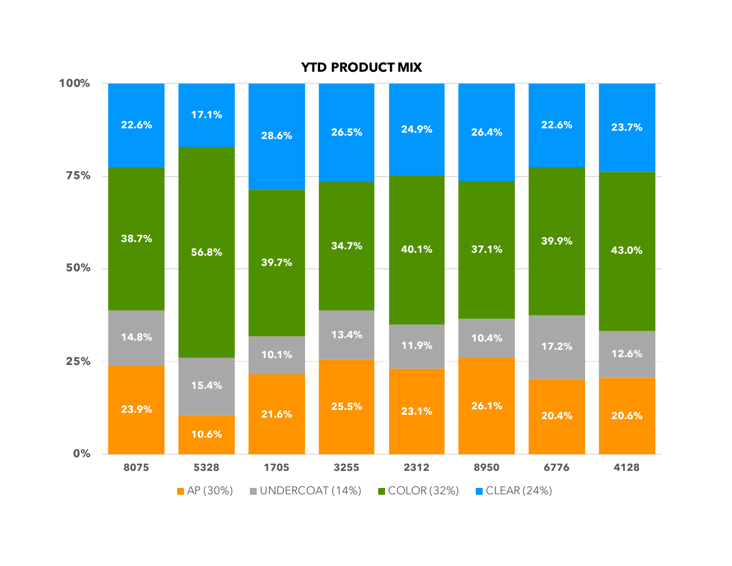## YTD PRODUCT MIX

| | 8075 | 5328 | 1705 | 3255 | 2312 | 8950 | 6776 | 4128 |
|---|---|---|---|---|---|---|---|---|
| CLEAR (24%) | 22.6% | 17.1% | 28.6% | 26.5% | 24.9% | 26.4% | 22.6% | 23.7% |
| COLOR (32%) | 38.7% | 56.8% | 39.7% | 34.7% | 40.1% | 37.1% | 39.9% | 43.0% |
| UNDERCOAT (14%) | 14.8% | 15.4% | 10.1% | 13.4% | 11.9% | 10.4% | 17.2% | 12.6% |
| AP (30%) | 23.9% | 10.6% | 21.6% | 25.5% | 23.1% | 26.1% | 20.4% | 20.6% |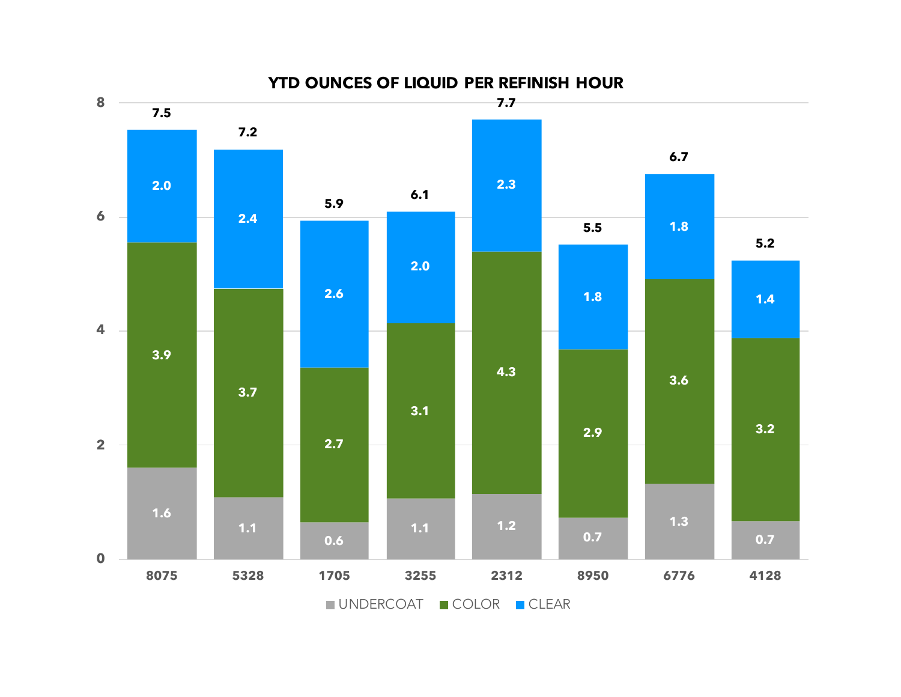## YTD OUNCES OF LIQUID PER REFINISH HOUR

| | 8075 | 5328 | 1705 | 3255 | 2312 | 8950 | 6776 | 4128 |
|---|---|---|---|---|---|---|---|---|
| UNDERCOAT | 1.6 | 1.1 | 0.6 | 1.1 | 1.2 | 0.7 | 1.3 | 0.7 |
| COLOR | 3.9 | 3.7 | 2.7 | 3.1 | 4.3 | 2.9 | 3.6 | 3.2 |
| CLEAR | 2.0 | 2.4 | 2.6 | 2.0 | 2.3 | 1.8 | 1.8 | 1.4 |
| Total | 7.5 | 7.2 | 5.9 | 6.1 | 7.7 | 5.5 | 6.7 | 5.2 |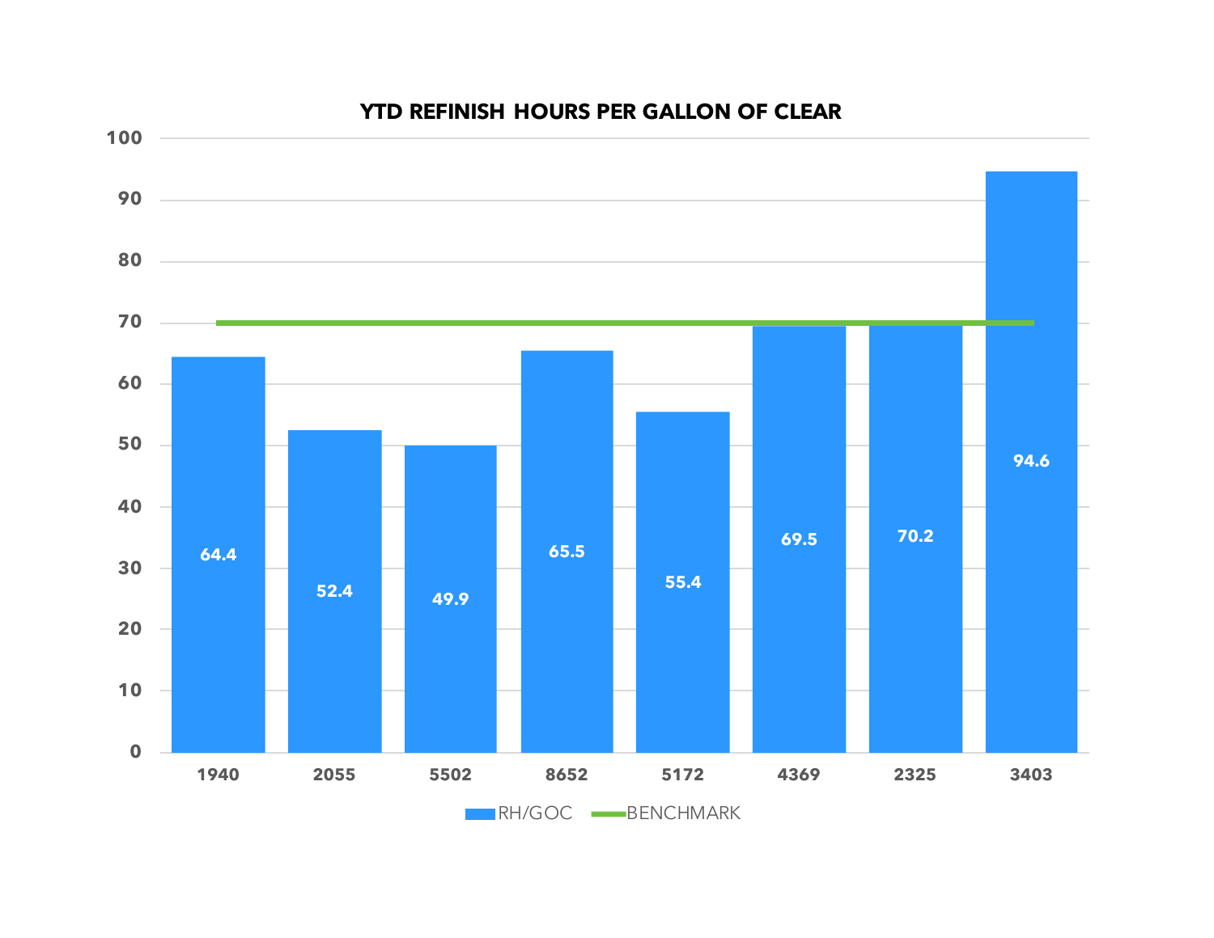YTD REFINISH HOURS PER GALLON OF CLEAR

100
90
80
70
60
50
40
30
20
10
0

64.4
52.4
49.9
65.5
55.4
69.5
70.2
94.6

1940
2055
5502
8652
5172
4369
2325
3403

RH/GOC
BENCHMARK